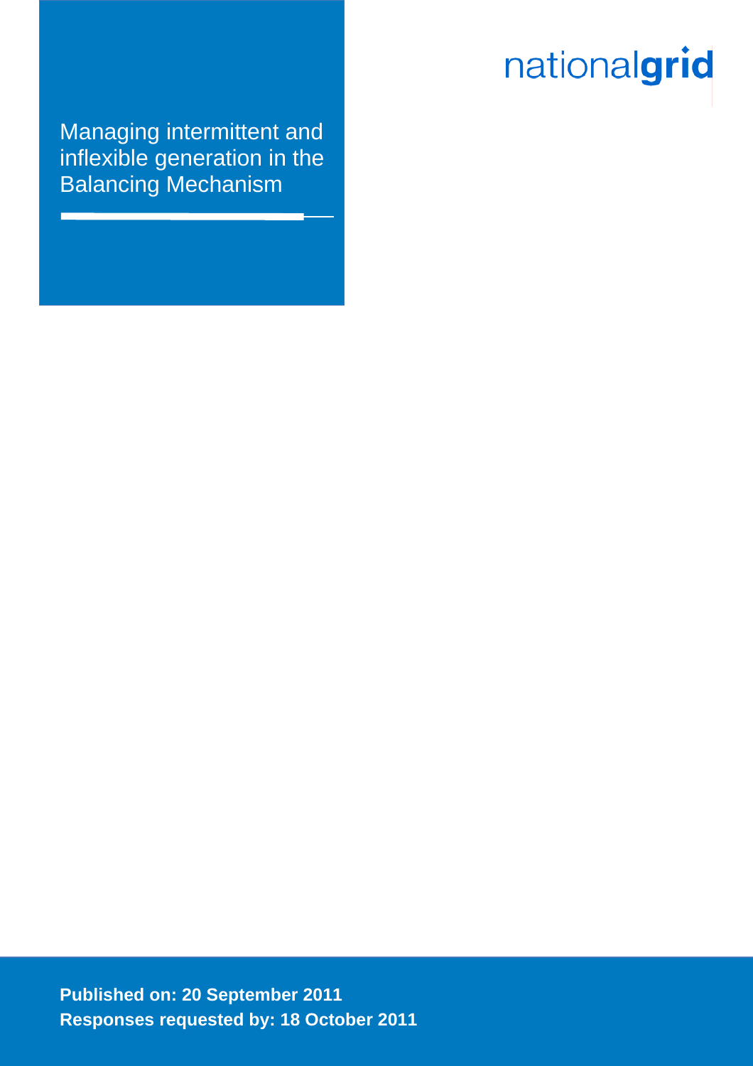nationalgrid

# Managing intermittent and inflexible generation in the Balancing Mechanism

**Published on: 20 September 2011**
**Responses requested by: 18 October 2011**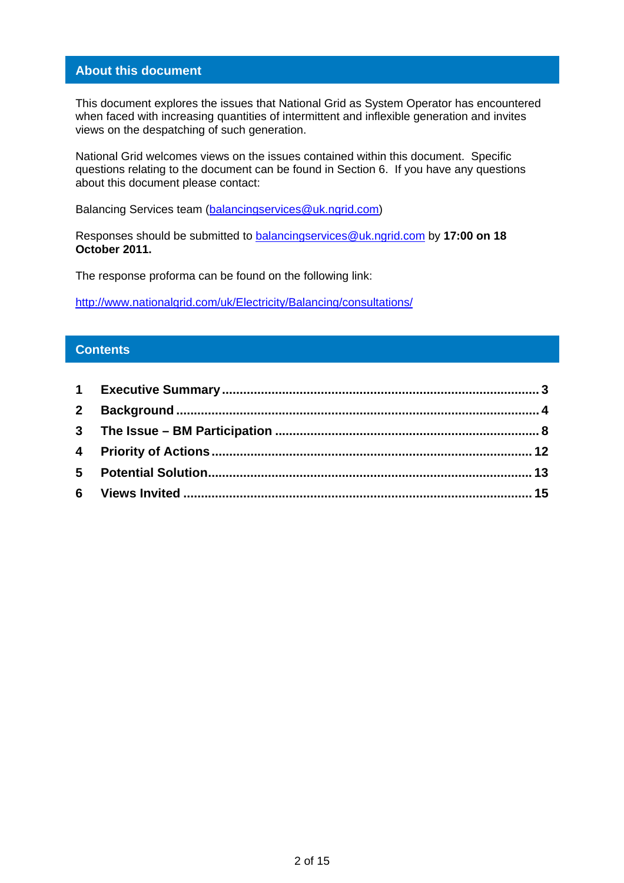## About this document

This document explores the issues that National Grid as System Operator has encountered when faced with increasing quantities of intermittent and inflexible generation and invites views on the despatching of such generation.

National Grid welcomes views on the issues contained within this document. Specific questions relating to the document can be found in Section 6. If you have any questions about this document please contact:

Balancing Services team (balancingservices@uk.ngrid.com)

Responses should be submitted to balancingservices@uk.ngrid.com by **17:00 on 18 October 2011.**

The response proforma can be found on the following link:

http://www.nationalgrid.com/uk/Electricity/Balancing/consultations/

## Contents

1 **Executive Summary** ........ 3
2 **Background** ........ 4
3 **The Issue – BM Participation** ........ 8
4 **Priority of Actions** ........ 12
5 **Potential Solution** ........ 13
6 **Views Invited** ........ 15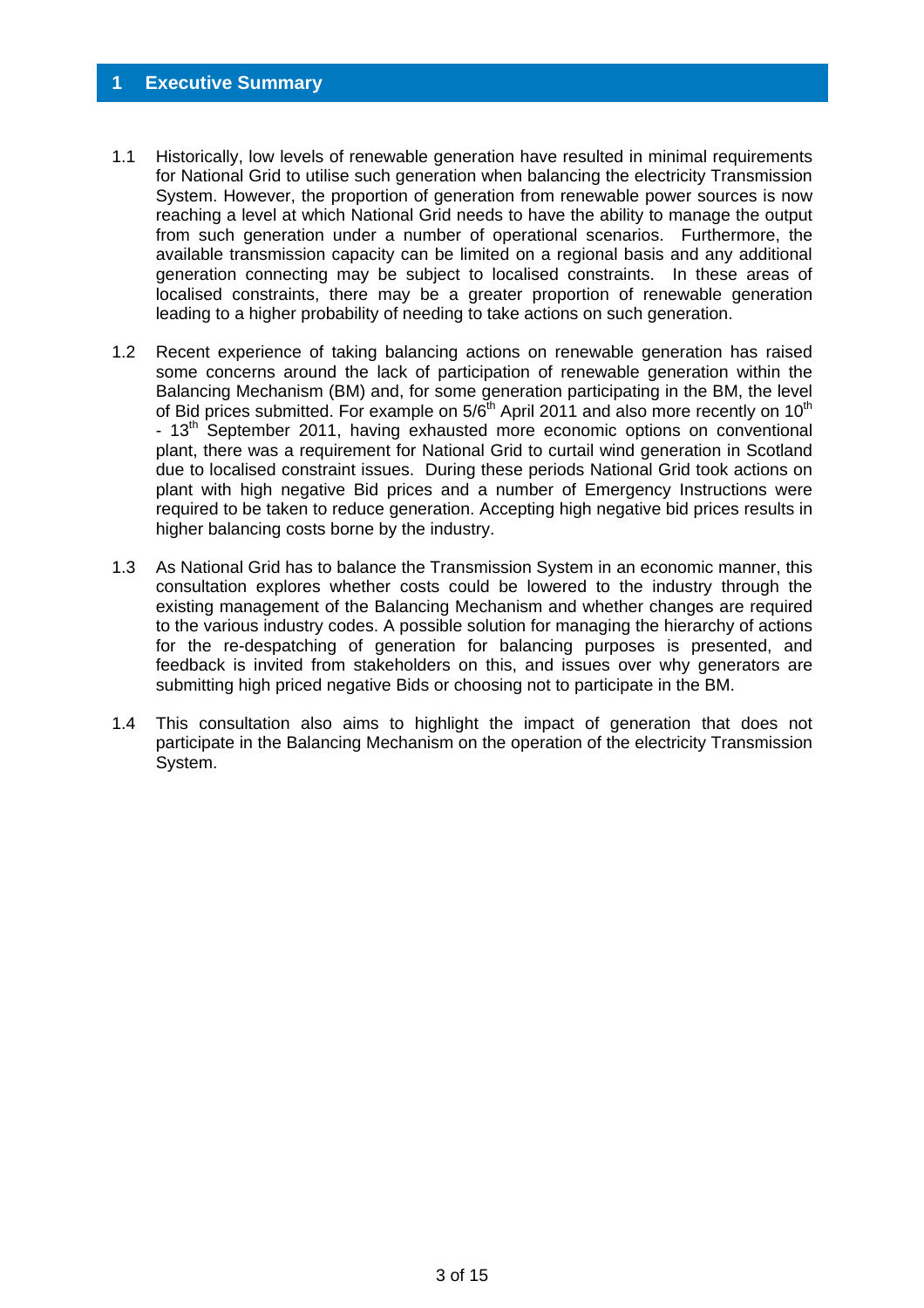# 1 Executive Summary

1.1 Historically, low levels of renewable generation have resulted in minimal requirements for National Grid to utilise such generation when balancing the electricity Transmission System. However, the proportion of generation from renewable power sources is now reaching a level at which National Grid needs to have the ability to manage the output from such generation under a number of operational scenarios. Furthermore, the available transmission capacity can be limited on a regional basis and any additional generation connecting may be subject to localised constraints. In these areas of localised constraints, there may be a greater proportion of renewable generation leading to a higher probability of needing to take actions on such generation.

1.2 Recent experience of taking balancing actions on renewable generation has raised some concerns around the lack of participation of renewable generation within the Balancing Mechanism (BM) and, for some generation participating in the BM, the level of Bid prices submitted. For example on 5/6th April 2011 and also more recently on 10th - 13th September 2011, having exhausted more economic options on conventional plant, there was a requirement for National Grid to curtail wind generation in Scotland due to localised constraint issues. During these periods National Grid took actions on plant with high negative Bid prices and a number of Emergency Instructions were required to be taken to reduce generation. Accepting high negative bid prices results in higher balancing costs borne by the industry.

1.3 As National Grid has to balance the Transmission System in an economic manner, this consultation explores whether costs could be lowered to the industry through the existing management of the Balancing Mechanism and whether changes are required to the various industry codes. A possible solution for managing the hierarchy of actions for the re-despatching of generation for balancing purposes is presented, and feedback is invited from stakeholders on this, and issues over why generators are submitting high priced negative Bids or choosing not to participate in the BM.

1.4 This consultation also aims to highlight the impact of generation that does not participate in the Balancing Mechanism on the operation of the electricity Transmission System.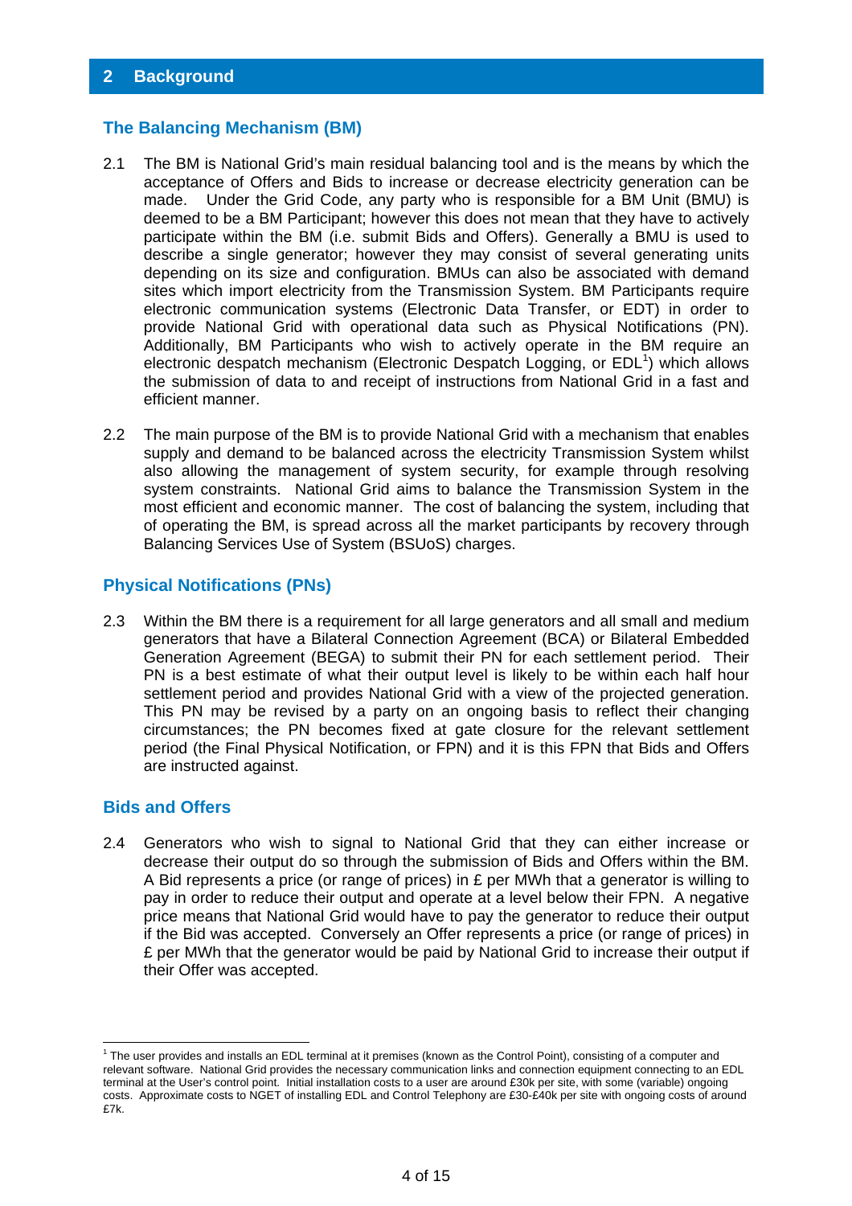## 2 Background

### The Balancing Mechanism (BM)

2.1 The BM is National Grid's main residual balancing tool and is the means by which the acceptance of Offers and Bids to increase or decrease electricity generation can be made. Under the Grid Code, any party who is responsible for a BM Unit (BMU) is deemed to be a BM Participant; however this does not mean that they have to actively participate within the BM (i.e. submit Bids and Offers). Generally a BMU is used to describe a single generator; however they may consist of several generating units depending on its size and configuration. BMUs can also be associated with demand sites which import electricity from the Transmission System. BM Participants require electronic communication systems (Electronic Data Transfer, or EDT) in order to provide National Grid with operational data such as Physical Notifications (PN). Additionally, BM Participants who wish to actively operate in the BM require an electronic despatch mechanism (Electronic Despatch Logging, or EDL[1]) which allows the submission of data to and receipt of instructions from National Grid in a fast and efficient manner.

2.2 The main purpose of the BM is to provide National Grid with a mechanism that enables supply and demand to be balanced across the electricity Transmission System whilst also allowing the management of system security, for example through resolving system constraints. National Grid aims to balance the Transmission System in the most efficient and economic manner. The cost of balancing the system, including that of operating the BM, is spread across all the market participants by recovery through Balancing Services Use of System (BSUoS) charges.

### Physical Notifications (PNs)

2.3 Within the BM there is a requirement for all large generators and all small and medium generators that have a Bilateral Connection Agreement (BCA) or Bilateral Embedded Generation Agreement (BEGA) to submit their PN for each settlement period. Their PN is a best estimate of what their output level is likely to be within each half hour settlement period and provides National Grid with a view of the projected generation. This PN may be revised by a party on an ongoing basis to reflect their changing circumstances; the PN becomes fixed at gate closure for the relevant settlement period (the Final Physical Notification, or FPN) and it is this FPN that Bids and Offers are instructed against.

### Bids and Offers

2.4 Generators who wish to signal to National Grid that they can either increase or decrease their output do so through the submission of Bids and Offers within the BM. A Bid represents a price (or range of prices) in £ per MWh that a generator is willing to pay in order to reduce their output and operate at a level below their FPN. A negative price means that National Grid would have to pay the generator to reduce their output if the Bid was accepted. Conversely an Offer represents a price (or range of prices) in £ per MWh that the generator would be paid by National Grid to increase their output if their Offer was accepted.

---

[1] The user provides and installs an EDL terminal at it premises (known as the Control Point), consisting of a computer and relevant software. National Grid provides the necessary communication links and connection equipment connecting to an EDL terminal at the User's control point. Initial installation costs to a user are around £30k per site, with some (variable) ongoing costs. Approximate costs to NGET of installing EDL and Control Telephony are £30-£40k per site with ongoing costs of around £7k.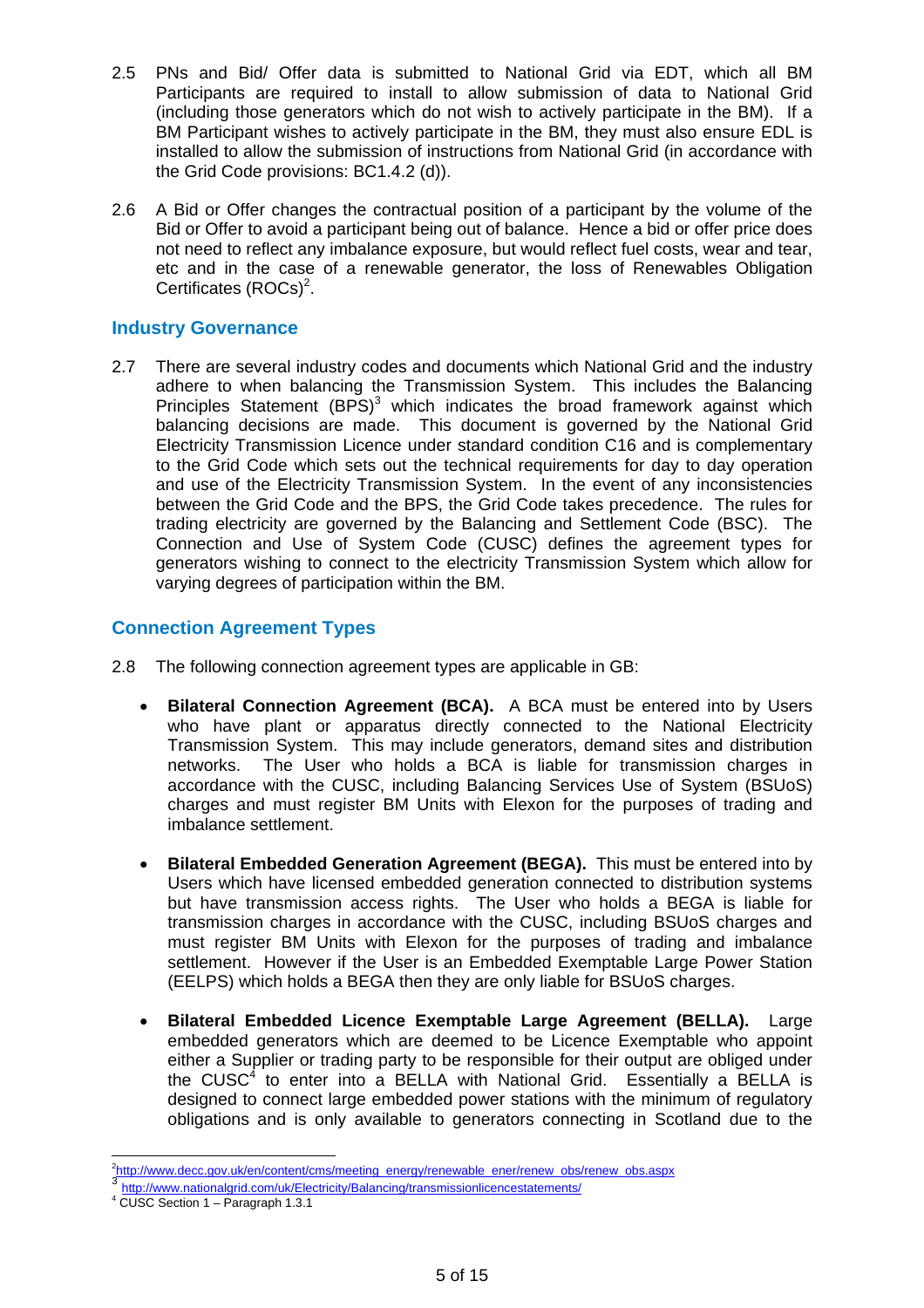2.5 PNs and Bid/ Offer data is submitted to National Grid via EDT, which all BM Participants are required to install to allow submission of data to National Grid (including those generators which do not wish to actively participate in the BM). If a BM Participant wishes to actively participate in the BM, they must also ensure EDL is installed to allow the submission of instructions from National Grid (in accordance with the Grid Code provisions: BC1.4.2 (d)).

2.6 A Bid or Offer changes the contractual position of a participant by the volume of the Bid or Offer to avoid a participant being out of balance. Hence a bid or offer price does not need to reflect any imbalance exposure, but would reflect fuel costs, wear and tear, etc and in the case of a renewable generator, the loss of Renewables Obligation Certificates (ROCs)[2].

## Industry Governance

2.7 There are several industry codes and documents which National Grid and the industry adhere to when balancing the Transmission System. This includes the Balancing Principles Statement (BPS)[3] which indicates the broad framework against which balancing decisions are made. This document is governed by the National Grid Electricity Transmission Licence under standard condition C16 and is complementary to the Grid Code which sets out the technical requirements for day to day operation and use of the Electricity Transmission System. In the event of any inconsistencies between the Grid Code and the BPS, the Grid Code takes precedence. The rules for trading electricity are governed by the Balancing and Settlement Code (BSC). The Connection and Use of System Code (CUSC) defines the agreement types for generators wishing to connect to the electricity Transmission System which allow for varying degrees of participation within the BM.

## Connection Agreement Types

2.8 The following connection agreement types are applicable in GB:

- **Bilateral Connection Agreement (BCA).** A BCA must be entered into by Users who have plant or apparatus directly connected to the National Electricity Transmission System. This may include generators, demand sites and distribution networks. The User who holds a BCA is liable for transmission charges in accordance with the CUSC, including Balancing Services Use of System (BSUoS) charges and must register BM Units with Elexon for the purposes of trading and imbalance settlement.

- **Bilateral Embedded Generation Agreement (BEGA).** This must be entered into by Users which have licensed embedded generation connected to distribution systems but have transmission access rights. The User who holds a BEGA is liable for transmission charges in accordance with the CUSC, including BSUoS charges and must register BM Units with Elexon for the purposes of trading and imbalance settlement. However if the User is an Embedded Exemptable Large Power Station (EELPS) which holds a BEGA then they are only liable for BSUoS charges.

- **Bilateral Embedded Licence Exemptable Large Agreement (BELLA).** Large embedded generators which are deemed to be Licence Exemptable who appoint either a Supplier or trading party to be responsible for their output are obliged under the CUSC[4] to enter into a BELLA with National Grid. Essentially a BELLA is designed to connect large embedded power stations with the minimum of regulatory obligations and is only available to generators connecting in Scotland due to the

---

[2] http://www.decc.gov.uk/en/content/cms/meeting_energy/renewable_ener/renew_obs/renew_obs.aspx

[3] http://www.nationalgrid.com/uk/Electricity/Balancing/transmissionlicencestatements/

[4] CUSC Section 1 – Paragraph 1.3.1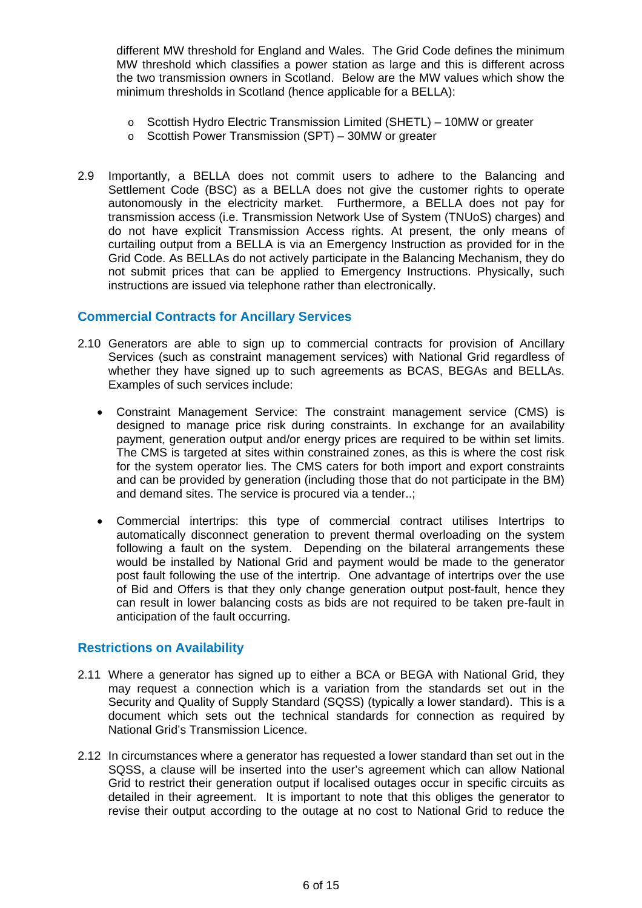different MW threshold for England and Wales. The Grid Code defines the minimum MW threshold which classifies a power station as large and this is different across the two transmission owners in Scotland. Below are the MW values which show the minimum thresholds in Scotland (hence applicable for a BELLA):

- Scottish Hydro Electric Transmission Limited (SHETL) – 10MW or greater
- Scottish Power Transmission (SPT) – 30MW or greater

2.9 Importantly, a BELLA does not commit users to adhere to the Balancing and Settlement Code (BSC) as a BELLA does not give the customer rights to operate autonomously in the electricity market. Furthermore, a BELLA does not pay for transmission access (i.e. Transmission Network Use of System (TNUoS) charges) and do not have explicit Transmission Access rights. At present, the only means of curtailing output from a BELLA is via an Emergency Instruction as provided for in the Grid Code. As BELLAs do not actively participate in the Balancing Mechanism, they do not submit prices that can be applied to Emergency Instructions. Physically, such instructions are issued via telephone rather than electronically.

## Commercial Contracts for Ancillary Services

2.10 Generators are able to sign up to commercial contracts for provision of Ancillary Services (such as constraint management services) with National Grid regardless of whether they have signed up to such agreements as BCAS, BEGAs and BELLAs. Examples of such services include:

- Constraint Management Service: The constraint management service (CMS) is designed to manage price risk during constraints. In exchange for an availability payment, generation output and/or energy prices are required to be within set limits. The CMS is targeted at sites within constrained zones, as this is where the cost risk for the system operator lies. The CMS caters for both import and export constraints and can be provided by generation (including those that do not participate in the BM) and demand sites. The service is procured via a tender..;

- Commercial intertrips: this type of commercial contract utilises Intertrips to automatically disconnect generation to prevent thermal overloading on the system following a fault on the system. Depending on the bilateral arrangements these would be installed by National Grid and payment would be made to the generator post fault following the use of the intertrip. One advantage of intertrips over the use of Bid and Offers is that they only change generation output post-fault, hence they can result in lower balancing costs as bids are not required to be taken pre-fault in anticipation of the fault occurring.

## Restrictions on Availability

2.11 Where a generator has signed up to either a BCA or BEGA with National Grid, they may request a connection which is a variation from the standards set out in the Security and Quality of Supply Standard (SQSS) (typically a lower standard). This is a document which sets out the technical standards for connection as required by National Grid's Transmission Licence.

2.12 In circumstances where a generator has requested a lower standard than set out in the SQSS, a clause will be inserted into the user's agreement which can allow National Grid to restrict their generation output if localised outages occur in specific circuits as detailed in their agreement. It is important to note that this obliges the generator to revise their output according to the outage at no cost to National Grid to reduce the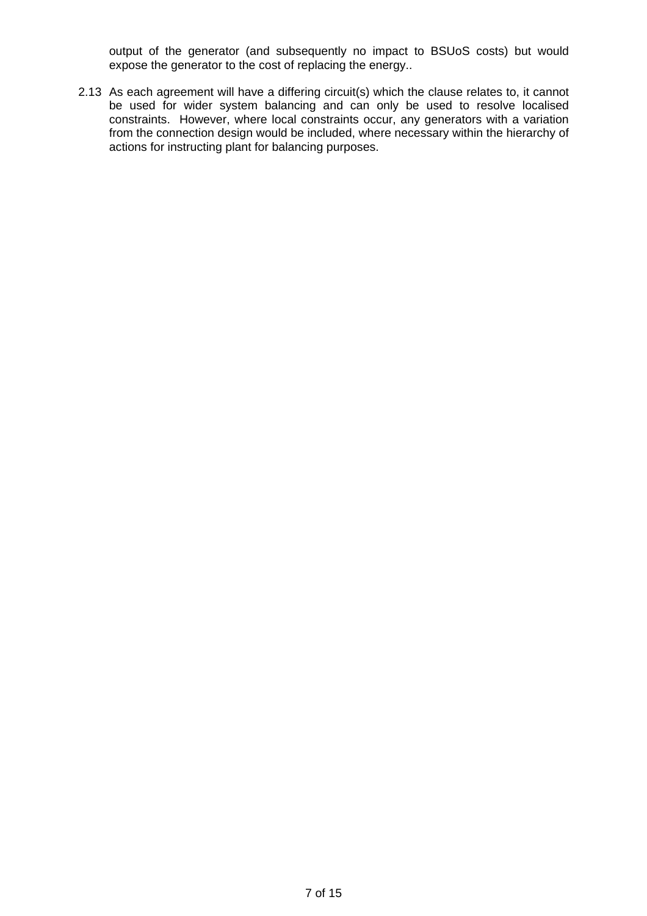output of the generator (and subsequently no impact to BSUoS costs) but would expose the generator to the cost of replacing the energy..

2.13 As each agreement will have a differing circuit(s) which the clause relates to, it cannot be used for wider system balancing and can only be used to resolve localised constraints. However, where local constraints occur, any generators with a variation from the connection design would be included, where necessary within the hierarchy of actions for instructing plant for balancing purposes.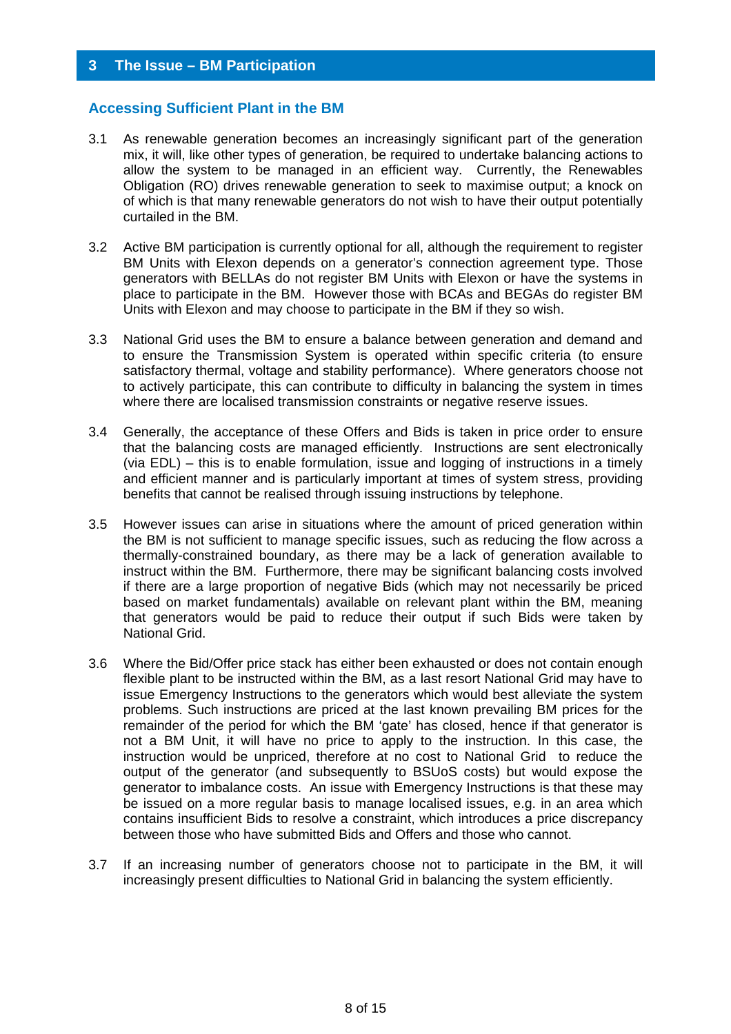## 3 The Issue – BM Participation

### Accessing Sufficient Plant in the BM

3.1 As renewable generation becomes an increasingly significant part of the generation mix, it will, like other types of generation, be required to undertake balancing actions to allow the system to be managed in an efficient way. Currently, the Renewables Obligation (RO) drives renewable generation to seek to maximise output; a knock on of which is that many renewable generators do not wish to have their output potentially curtailed in the BM.

3.2 Active BM participation is currently optional for all, although the requirement to register BM Units with Elexon depends on a generator's connection agreement type. Those generators with BELLAs do not register BM Units with Elexon or have the systems in place to participate in the BM. However those with BCAs and BEGAs do register BM Units with Elexon and may choose to participate in the BM if they so wish.

3.3 National Grid uses the BM to ensure a balance between generation and demand and to ensure the Transmission System is operated within specific criteria (to ensure satisfactory thermal, voltage and stability performance). Where generators choose not to actively participate, this can contribute to difficulty in balancing the system in times where there are localised transmission constraints or negative reserve issues.

3.4 Generally, the acceptance of these Offers and Bids is taken in price order to ensure that the balancing costs are managed efficiently. Instructions are sent electronically (via EDL) – this is to enable formulation, issue and logging of instructions in a timely and efficient manner and is particularly important at times of system stress, providing benefits that cannot be realised through issuing instructions by telephone.

3.5 However issues can arise in situations where the amount of priced generation within the BM is not sufficient to manage specific issues, such as reducing the flow across a thermally-constrained boundary, as there may be a lack of generation available to instruct within the BM. Furthermore, there may be significant balancing costs involved if there are a large proportion of negative Bids (which may not necessarily be priced based on market fundamentals) available on relevant plant within the BM, meaning that generators would be paid to reduce their output if such Bids were taken by National Grid.

3.6 Where the Bid/Offer price stack has either been exhausted or does not contain enough flexible plant to be instructed within the BM, as a last resort National Grid may have to issue Emergency Instructions to the generators which would best alleviate the system problems. Such instructions are priced at the last known prevailing BM prices for the remainder of the period for which the BM 'gate' has closed, hence if that generator is not a BM Unit, it will have no price to apply to the instruction. In this case, the instruction would be unpriced, therefore at no cost to National Grid to reduce the output of the generator (and subsequently to BSUoS costs) but would expose the generator to imbalance costs. An issue with Emergency Instructions is that these may be issued on a more regular basis to manage localised issues, e.g. in an area which contains insufficient Bids to resolve a constraint, which introduces a price discrepancy between those who have submitted Bids and Offers and those who cannot.

3.7 If an increasing number of generators choose not to participate in the BM, it will increasingly present difficulties to National Grid in balancing the system efficiently.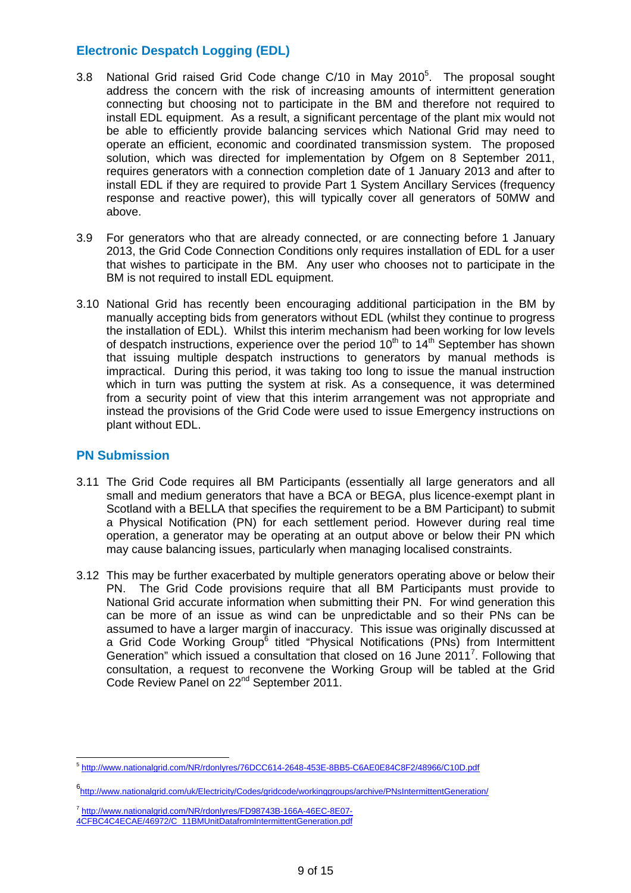## Electronic Despatch Logging (EDL)

3.8 National Grid raised Grid Code change C/10 in May 2010[5]. The proposal sought address the concern with the risk of increasing amounts of intermittent generation connecting but choosing not to participate in the BM and therefore not required to install EDL equipment. As a result, a significant percentage of the plant mix would not be able to efficiently provide balancing services which National Grid may need to operate an efficient, economic and coordinated transmission system. The proposed solution, which was directed for implementation by Ofgem on 8 September 2011, requires generators with a connection completion date of 1 January 2013 and after to install EDL if they are required to provide Part 1 System Ancillary Services (frequency response and reactive power), this will typically cover all generators of 50MW and above.

3.9 For generators who that are already connected, or are connecting before 1 January 2013, the Grid Code Connection Conditions only requires installation of EDL for a user that wishes to participate in the BM. Any user who chooses not to participate in the BM is not required to install EDL equipment.

3.10 National Grid has recently been encouraging additional participation in the BM by manually accepting bids from generators without EDL (whilst they continue to progress the installation of EDL). Whilst this interim mechanism had been working for low levels of despatch instructions, experience over the period 10th to 14th September has shown that issuing multiple despatch instructions to generators by manual methods is impractical. During this period, it was taking too long to issue the manual instruction which in turn was putting the system at risk. As a consequence, it was determined from a security point of view that this interim arrangement was not appropriate and instead the provisions of the Grid Code were used to issue Emergency instructions on plant without EDL.

## PN Submission

3.11 The Grid Code requires all BM Participants (essentially all large generators and all small and medium generators that have a BCA or BEGA, plus licence-exempt plant in Scotland with a BELLA that specifies the requirement to be a BM Participant) to submit a Physical Notification (PN) for each settlement period. However during real time operation, a generator may be operating at an output above or below their PN which may cause balancing issues, particularly when managing localised constraints.

3.12 This may be further exacerbated by multiple generators operating above or below their PN. The Grid Code provisions require that all BM Participants must provide to National Grid accurate information when submitting their PN. For wind generation this can be more of an issue as wind can be unpredictable and so their PNs can be assumed to have a larger margin of inaccuracy. This issue was originally discussed at a Grid Code Working Group[6] titled "Physical Notifications (PNs) from Intermittent Generation" which issued a consultation that closed on 16 June 2011[7]. Following that consultation, a request to reconvene the Working Group will be tabled at the Grid Code Review Panel on 22nd September 2011.

---

[5] http://www.nationalgrid.com/NR/rdonlyres/76DCC614-2648-453E-8BB5-C6AE0E84C8F2/48966/C10D.pdf

[6] http://www.nationalgrid.com/uk/Electricity/Codes/gridcode/workinggroups/archive/PNsIntermittentGeneration/

[7] http://www.nationalgrid.com/NR/rdonlyres/FD98743B-166A-46EC-8E07-4CFBC4C4ECAE/46972/C_11BMUnitDatafromIntermittentGeneration.pdf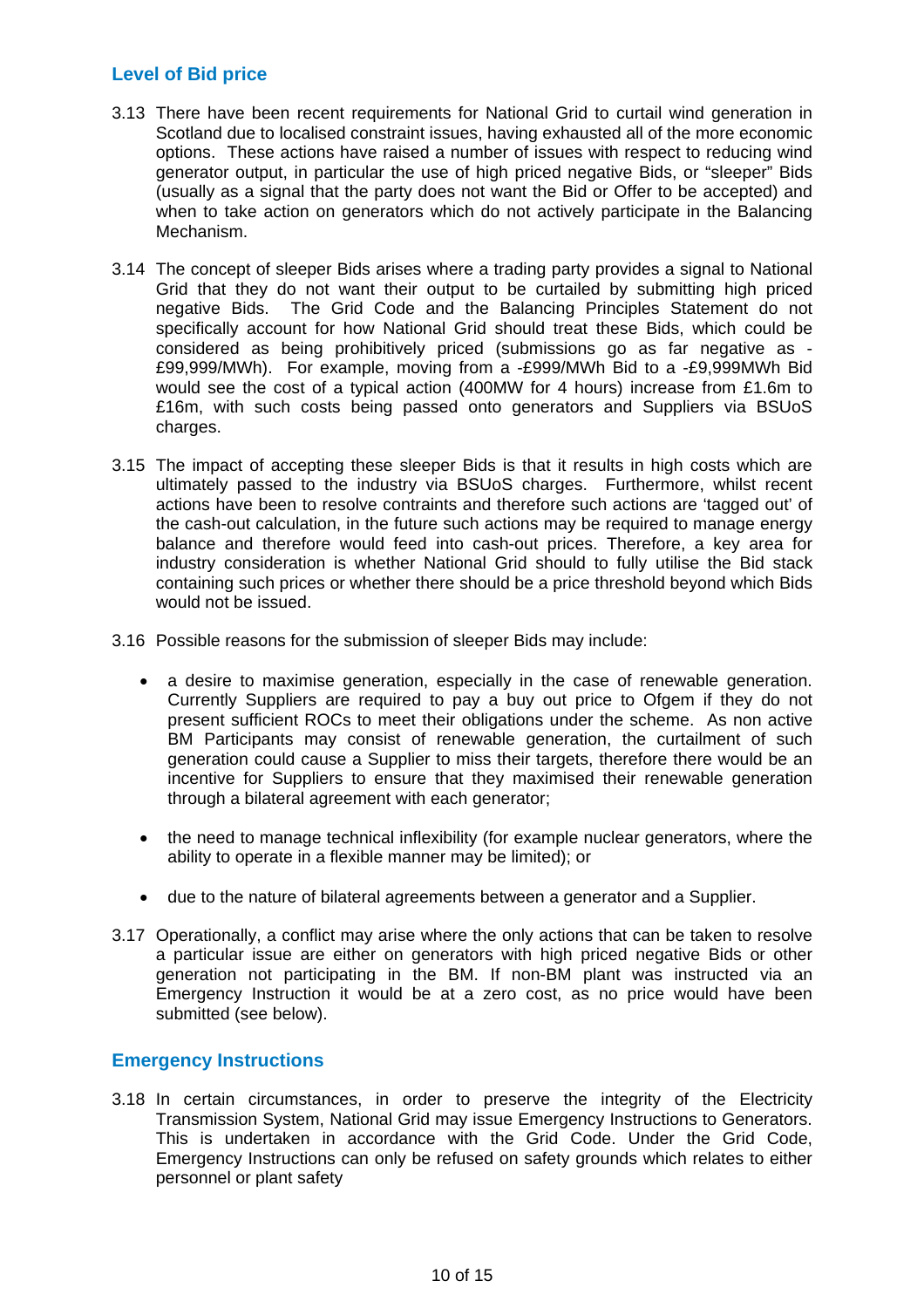## Level of Bid price

3.13 There have been recent requirements for National Grid to curtail wind generation in Scotland due to localised constraint issues, having exhausted all of the more economic options. These actions have raised a number of issues with respect to reducing wind generator output, in particular the use of high priced negative Bids, or "sleeper" Bids (usually as a signal that the party does not want the Bid or Offer to be accepted) and when to take action on generators which do not actively participate in the Balancing Mechanism.

3.14 The concept of sleeper Bids arises where a trading party provides a signal to National Grid that they do not want their output to be curtailed by submitting high priced negative Bids. The Grid Code and the Balancing Principles Statement do not specifically account for how National Grid should treat these Bids, which could be considered as being prohibitively priced (submissions go as far negative as -£99,999/MWh). For example, moving from a -£999/MWh Bid to a -£9,999MWh Bid would see the cost of a typical action (400MW for 4 hours) increase from £1.6m to £16m, with such costs being passed onto generators and Suppliers via BSUoS charges.

3.15 The impact of accepting these sleeper Bids is that it results in high costs which are ultimately passed to the industry via BSUoS charges. Furthermore, whilst recent actions have been to resolve contraints and therefore such actions are 'tagged out' of the cash-out calculation, in the future such actions may be required to manage energy balance and therefore would feed into cash-out prices. Therefore, a key area for industry consideration is whether National Grid should to fully utilise the Bid stack containing such prices or whether there should be a price threshold beyond which Bids would not be issued.

3.16 Possible reasons for the submission of sleeper Bids may include:

- a desire to maximise generation, especially in the case of renewable generation. Currently Suppliers are required to pay a buy out price to Ofgem if they do not present sufficient ROCs to meet their obligations under the scheme. As non active BM Participants may consist of renewable generation, the curtailment of such generation could cause a Supplier to miss their targets, therefore there would be an incentive for Suppliers to ensure that they maximised their renewable generation through a bilateral agreement with each generator;
- the need to manage technical inflexibility (for example nuclear generators, where the ability to operate in a flexible manner may be limited); or
- due to the nature of bilateral agreements between a generator and a Supplier.

3.17 Operationally, a conflict may arise where the only actions that can be taken to resolve a particular issue are either on generators with high priced negative Bids or other generation not participating in the BM. If non-BM plant was instructed via an Emergency Instruction it would be at a zero cost, as no price would have been submitted (see below).

## Emergency Instructions

3.18 In certain circumstances, in order to preserve the integrity of the Electricity Transmission System, National Grid may issue Emergency Instructions to Generators. This is undertaken in accordance with the Grid Code. Under the Grid Code, Emergency Instructions can only be refused on safety grounds which relates to either personnel or plant safety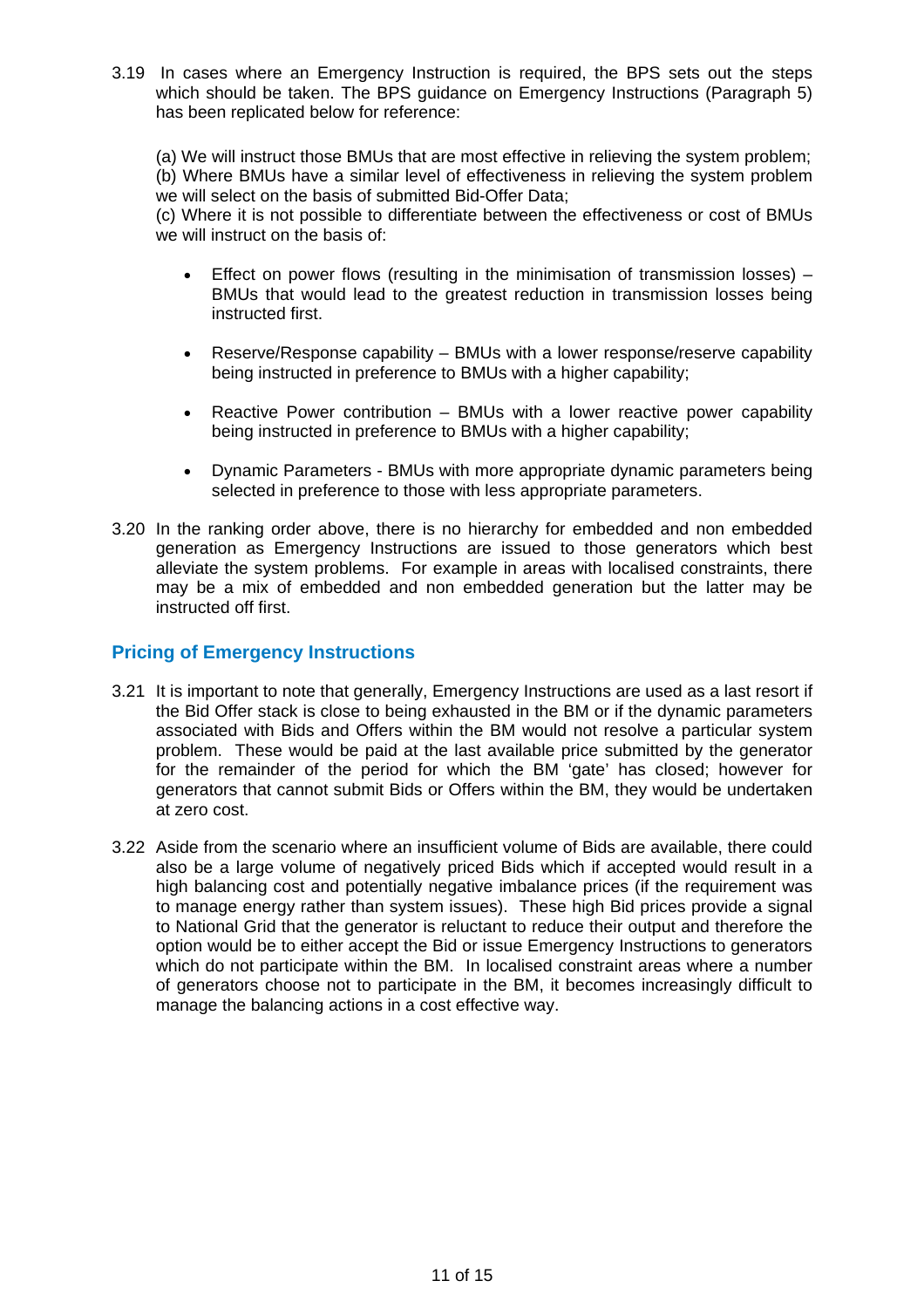3.19 In cases where an Emergency Instruction is required, the BPS sets out the steps which should be taken. The BPS guidance on Emergency Instructions (Paragraph 5) has been replicated below for reference:

(a) We will instruct those BMUs that are most effective in relieving the system problem;
(b) Where BMUs have a similar level of effectiveness in relieving the system problem we will select on the basis of submitted Bid-Offer Data;
(c) Where it is not possible to differentiate between the effectiveness or cost of BMUs we will instruct on the basis of:

- Effect on power flows (resulting in the minimisation of transmission losses) – BMUs that would lead to the greatest reduction in transmission losses being instructed first.
- Reserve/Response capability – BMUs with a lower response/reserve capability being instructed in preference to BMUs with a higher capability;
- Reactive Power contribution – BMUs with a lower reactive power capability being instructed in preference to BMUs with a higher capability;
- Dynamic Parameters - BMUs with more appropriate dynamic parameters being selected in preference to those with less appropriate parameters.

3.20 In the ranking order above, there is no hierarchy for embedded and non embedded generation as Emergency Instructions are issued to those generators which best alleviate the system problems. For example in areas with localised constraints, there may be a mix of embedded and non embedded generation but the latter may be instructed off first.

## Pricing of Emergency Instructions

3.21 It is important to note that generally, Emergency Instructions are used as a last resort if the Bid Offer stack is close to being exhausted in the BM or if the dynamic parameters associated with Bids and Offers within the BM would not resolve a particular system problem. These would be paid at the last available price submitted by the generator for the remainder of the period for which the BM 'gate' has closed; however for generators that cannot submit Bids or Offers within the BM, they would be undertaken at zero cost.

3.22 Aside from the scenario where an insufficient volume of Bids are available, there could also be a large volume of negatively priced Bids which if accepted would result in a high balancing cost and potentially negative imbalance prices (if the requirement was to manage energy rather than system issues). These high Bid prices provide a signal to National Grid that the generator is reluctant to reduce their output and therefore the option would be to either accept the Bid or issue Emergency Instructions to generators which do not participate within the BM. In localised constraint areas where a number of generators choose not to participate in the BM, it becomes increasingly difficult to manage the balancing actions in a cost effective way.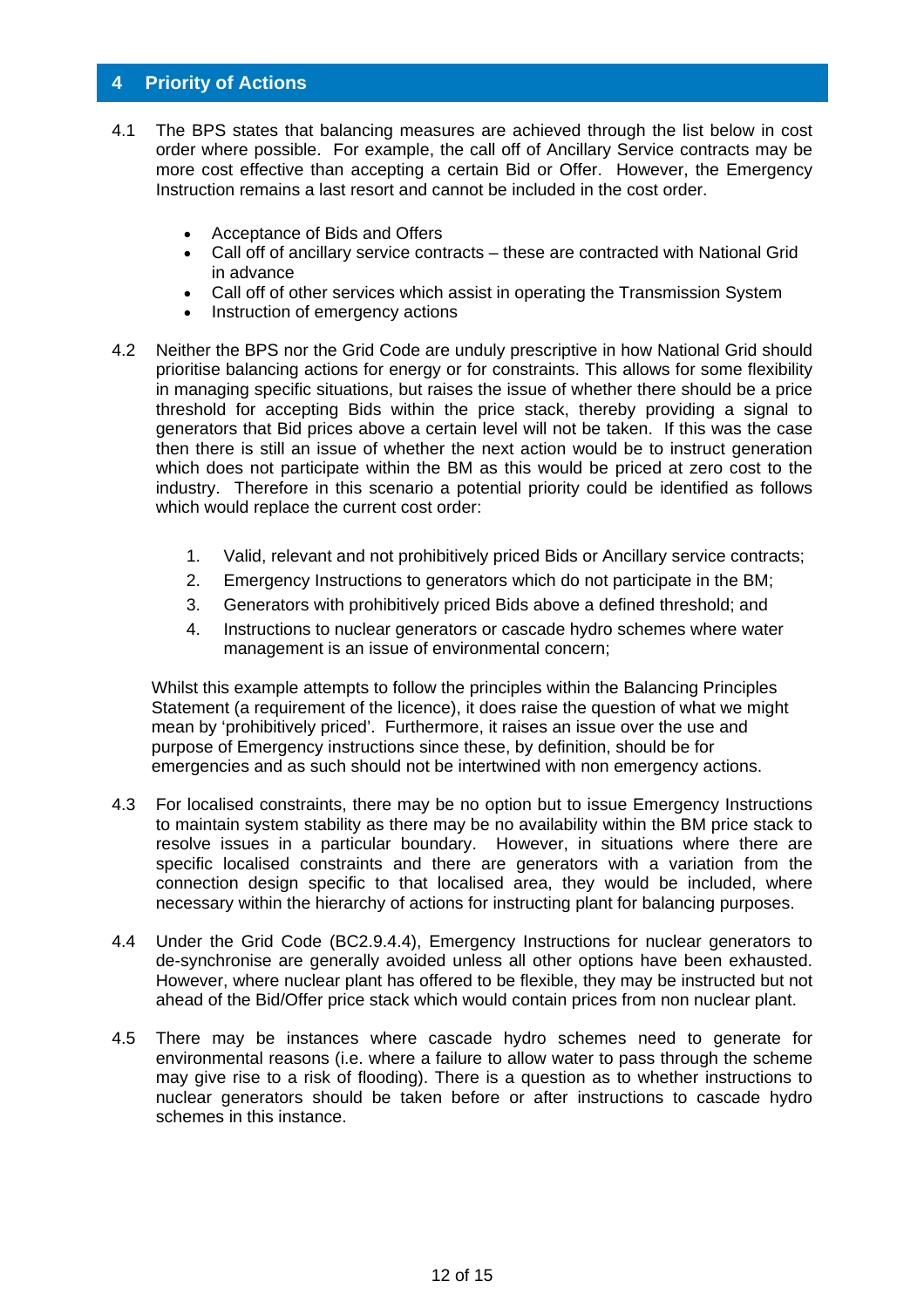## 4 Priority of Actions

4.1 The BPS states that balancing measures are achieved through the list below in cost order where possible. For example, the call off of Ancillary Service contracts may be more cost effective than accepting a certain Bid or Offer. However, the Emergency Instruction remains a last resort and cannot be included in the cost order.

- Acceptance of Bids and Offers
- Call off of ancillary service contracts – these are contracted with National Grid in advance
- Call off of other services which assist in operating the Transmission System
- Instruction of emergency actions

4.2 Neither the BPS nor the Grid Code are unduly prescriptive in how National Grid should prioritise balancing actions for energy or for constraints. This allows for some flexibility in managing specific situations, but raises the issue of whether there should be a price threshold for accepting Bids within the price stack, thereby providing a signal to generators that Bid prices above a certain level will not be taken. If this was the case then there is still an issue of whether the next action would be to instruct generation which does not participate within the BM as this would be priced at zero cost to the industry. Therefore in this scenario a potential priority could be identified as follows which would replace the current cost order:

1. Valid, relevant and not prohibitively priced Bids or Ancillary service contracts;
2. Emergency Instructions to generators which do not participate in the BM;
3. Generators with prohibitively priced Bids above a defined threshold; and
4. Instructions to nuclear generators or cascade hydro schemes where water management is an issue of environmental concern;

Whilst this example attempts to follow the principles within the Balancing Principles Statement (a requirement of the licence), it does raise the question of what we might mean by 'prohibitively priced'. Furthermore, it raises an issue over the use and purpose of Emergency instructions since these, by definition, should be for emergencies and as such should not be intertwined with non emergency actions.

4.3 For localised constraints, there may be no option but to issue Emergency Instructions to maintain system stability as there may be no availability within the BM price stack to resolve issues in a particular boundary. However, in situations where there are specific localised constraints and there are generators with a variation from the connection design specific to that localised area, they would be included, where necessary within the hierarchy of actions for instructing plant for balancing purposes.

4.4 Under the Grid Code (BC2.9.4.4), Emergency Instructions for nuclear generators to de-synchronise are generally avoided unless all other options have been exhausted. However, where nuclear plant has offered to be flexible, they may be instructed but not ahead of the Bid/Offer price stack which would contain prices from non nuclear plant.

4.5 There may be instances where cascade hydro schemes need to generate for environmental reasons (i.e. where a failure to allow water to pass through the scheme may give rise to a risk of flooding). There is a question as to whether instructions to nuclear generators should be taken before or after instructions to cascade hydro schemes in this instance.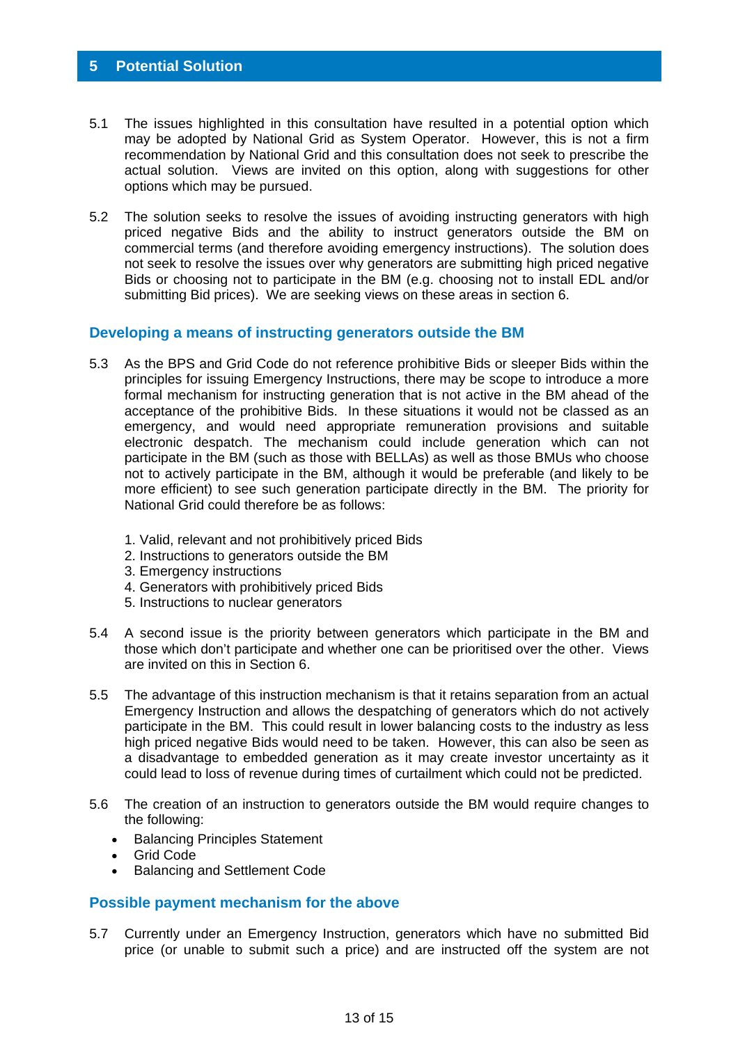## 5 Potential Solution

5.1 The issues highlighted in this consultation have resulted in a potential option which may be adopted by National Grid as System Operator. However, this is not a firm recommendation by National Grid and this consultation does not seek to prescribe the actual solution. Views are invited on this option, along with suggestions for other options which may be pursued.

5.2 The solution seeks to resolve the issues of avoiding instructing generators with high priced negative Bids and the ability to instruct generators outside the BM on commercial terms (and therefore avoiding emergency instructions). The solution does not seek to resolve the issues over why generators are submitting high priced negative Bids or choosing not to participate in the BM (e.g. choosing not to install EDL and/or submitting Bid prices). We are seeking views on these areas in section 6.

### Developing a means of instructing generators outside the BM

5.3 As the BPS and Grid Code do not reference prohibitive Bids or sleeper Bids within the principles for issuing Emergency Instructions, there may be scope to introduce a more formal mechanism for instructing generation that is not active in the BM ahead of the acceptance of the prohibitive Bids. In these situations it would not be classed as an emergency, and would need appropriate remuneration provisions and suitable electronic despatch. The mechanism could include generation which can not participate in the BM (such as those with BELLAs) as well as those BMUs who choose not to actively participate in the BM, although it would be preferable (and likely to be more efficient) to see such generation participate directly in the BM. The priority for National Grid could therefore be as follows:

1. Valid, relevant and not prohibitively priced Bids
2. Instructions to generators outside the BM
3. Emergency instructions
4. Generators with prohibitively priced Bids
5. Instructions to nuclear generators

5.4 A second issue is the priority between generators which participate in the BM and those which don't participate and whether one can be prioritised over the other. Views are invited on this in Section 6.

5.5 The advantage of this instruction mechanism is that it retains separation from an actual Emergency Instruction and allows the despatching of generators which do not actively participate in the BM. This could result in lower balancing costs to the industry as less high priced negative Bids would need to be taken. However, this can also be seen as a disadvantage to embedded generation as it may create investor uncertainty as it could lead to loss of revenue during times of curtailment which could not be predicted.

5.6 The creation of an instruction to generators outside the BM would require changes to the following:

- Balancing Principles Statement
- Grid Code
- Balancing and Settlement Code

### Possible payment mechanism for the above

5.7 Currently under an Emergency Instruction, generators which have no submitted Bid price (or unable to submit such a price) and are instructed off the system are not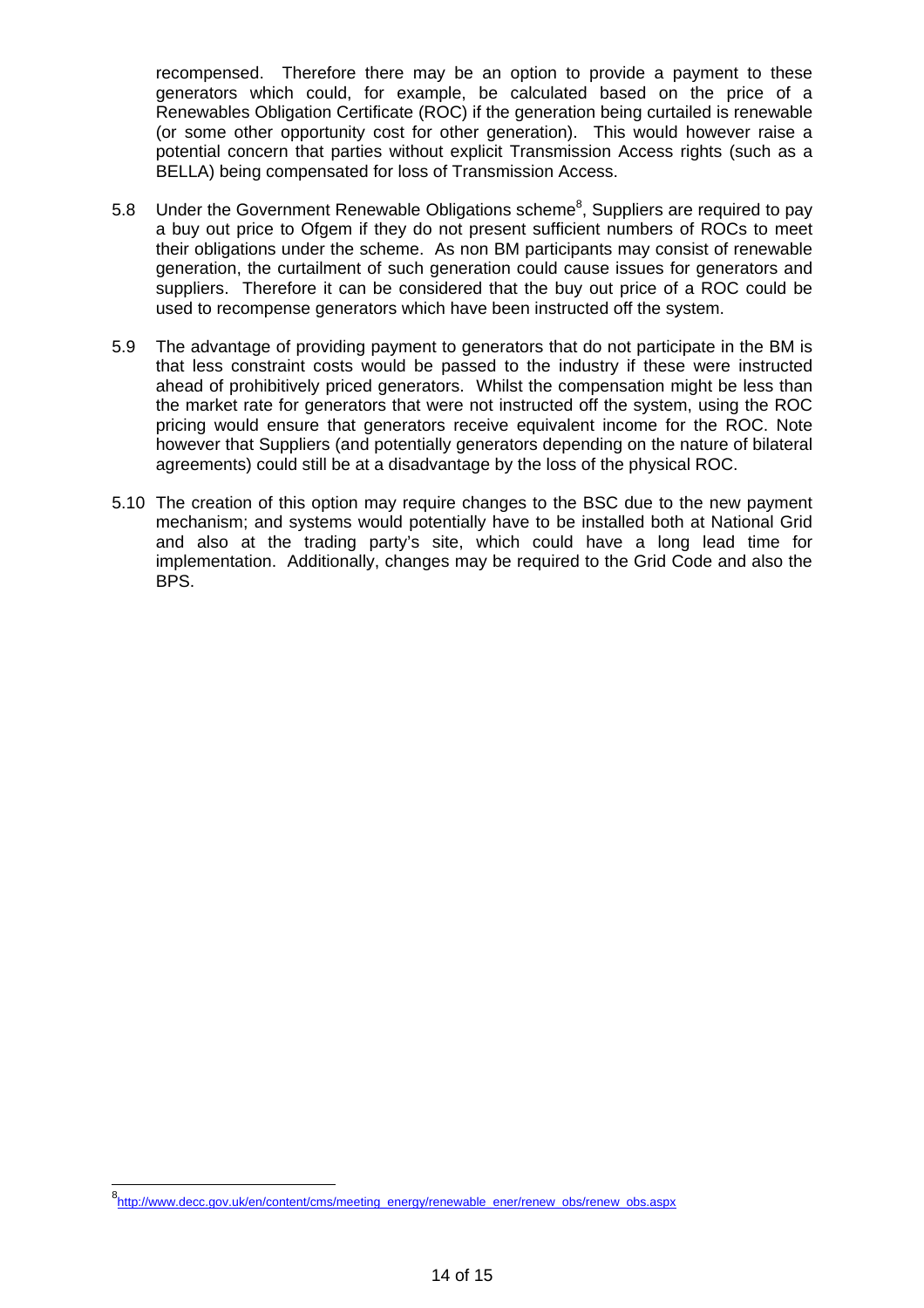recompensed. Therefore there may be an option to provide a payment to these generators which could, for example, be calculated based on the price of a Renewables Obligation Certificate (ROC) if the generation being curtailed is renewable (or some other opportunity cost for other generation). This would however raise a potential concern that parties without explicit Transmission Access rights (such as a BELLA) being compensated for loss of Transmission Access.

5.8 Under the Government Renewable Obligations scheme[8], Suppliers are required to pay a buy out price to Ofgem if they do not present sufficient numbers of ROCs to meet their obligations under the scheme. As non BM participants may consist of renewable generation, the curtailment of such generation could cause issues for generators and suppliers. Therefore it can be considered that the buy out price of a ROC could be used to recompense generators which have been instructed off the system.

5.9 The advantage of providing payment to generators that do not participate in the BM is that less constraint costs would be passed to the industry if these were instructed ahead of prohibitively priced generators. Whilst the compensation might be less than the market rate for generators that were not instructed off the system, using the ROC pricing would ensure that generators receive equivalent income for the ROC. Note however that Suppliers (and potentially generators depending on the nature of bilateral agreements) could still be at a disadvantage by the loss of the physical ROC.

5.10 The creation of this option may require changes to the BSC due to the new payment mechanism; and systems would potentially have to be installed both at National Grid and also at the trading party's site, which could have a long lead time for implementation. Additionally, changes may be required to the Grid Code and also the BPS.

---

[8] http://www.decc.gov.uk/en/content/cms/meeting_energy/renewable_ener/renew_obs/renew_obs.aspx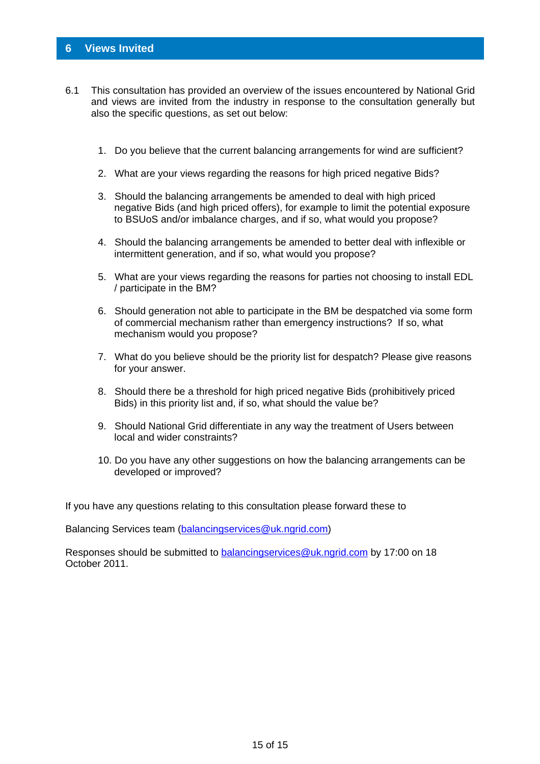## 6 Views Invited

6.1 This consultation has provided an overview of the issues encountered by National Grid and views are invited from the industry in response to the consultation generally but also the specific questions, as set out below:

1. Do you believe that the current balancing arrangements for wind are sufficient?

2. What are your views regarding the reasons for high priced negative Bids?

3. Should the balancing arrangements be amended to deal with high priced negative Bids (and high priced offers), for example to limit the potential exposure to BSUoS and/or imbalance charges, and if so, what would you propose?

4. Should the balancing arrangements be amended to better deal with inflexible or intermittent generation, and if so, what would you propose?

5. What are your views regarding the reasons for parties not choosing to install EDL / participate in the BM?

6. Should generation not able to participate in the BM be despatched via some form of commercial mechanism rather than emergency instructions? If so, what mechanism would you propose?

7. What do you believe should be the priority list for despatch? Please give reasons for your answer.

8. Should there be a threshold for high priced negative Bids (prohibitively priced Bids) in this priority list and, if so, what should the value be?

9. Should National Grid differentiate in any way the treatment of Users between local and wider constraints?

10. Do you have any other suggestions on how the balancing arrangements can be developed or improved?

If you have any questions relating to this consultation please forward these to

Balancing Services team (balancingservices@uk.ngrid.com)

Responses should be submitted to balancingservices@uk.ngrid.com by 17:00 on 18 October 2011.